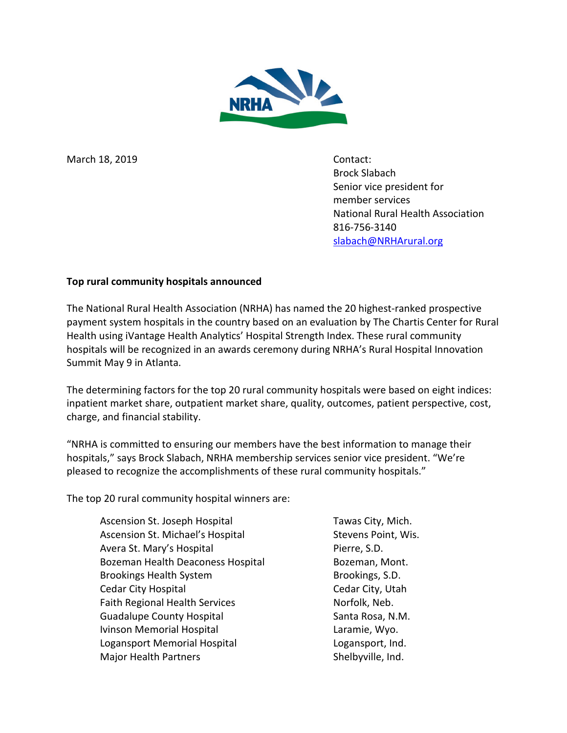March 18, 2019

Contact:
Brock Slabach
Senior vice president for member services
National Rural Health Association
816-756-3140
slabach@NRHArural.org

**Top rural community hospitals announced**

The National Rural Health Association (NRHA) has named the 20 highest-ranked prospective payment system hospitals in the country based on an evaluation by The Chartis Center for Rural Health using iVantage Health Analytics' Hospital Strength Index. These rural community hospitals will be recognized in an awards ceremony during NRHA's Rural Hospital Innovation Summit May 9 in Atlanta.

The determining factors for the top 20 rural community hospitals were based on eight indices: inpatient market share, outpatient market share, quality, outcomes, patient perspective, cost, charge, and financial stability.

"NRHA is committed to ensuring our members have the best information to manage their hospitals," says Brock Slabach, NRHA membership services senior vice president. "We're pleased to recognize the accomplishments of these rural community hospitals."

The top 20 rural community hospital winners are:

| | |
|---|---|
| Ascension St. Joseph Hospital | Tawas City, Mich. |
| Ascension St. Michael's Hospital | Stevens Point, Wis. |
| Avera St. Mary's Hospital | Pierre, S.D. |
| Bozeman Health Deaconess Hospital | Bozeman, Mont. |
| Brookings Health System | Brookings, S.D. |
| Cedar City Hospital | Cedar City, Utah |
| Faith Regional Health Services | Norfolk, Neb. |
| Guadalupe County Hospital | Santa Rosa, N.M. |
| Ivinson Memorial Hospital | Laramie, Wyo. |
| Logansport Memorial Hospital | Logansport, Ind. |
| Major Health Partners | Shelbyville, Ind. |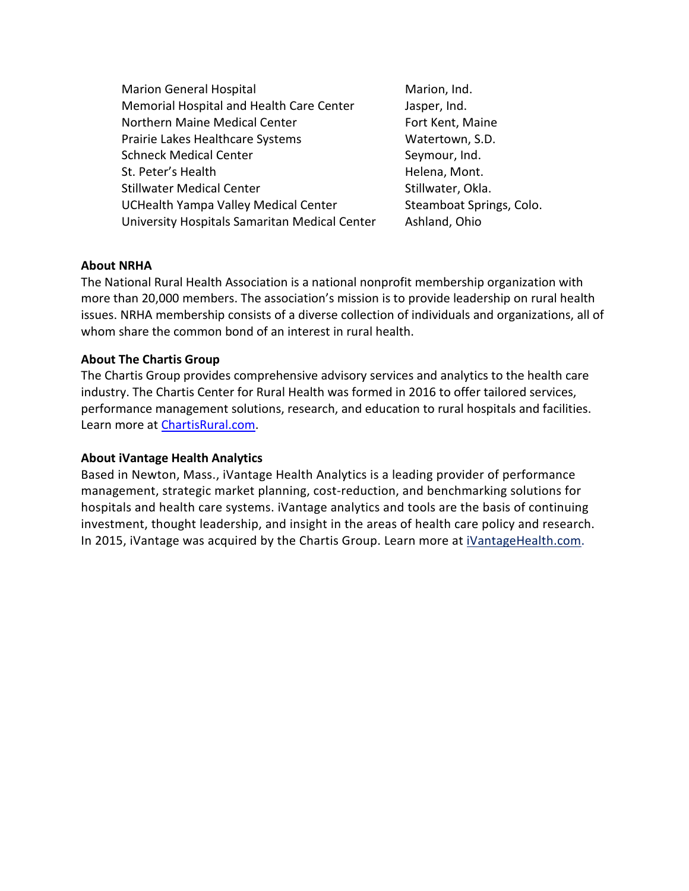| | |
|---|---|
| Marion General Hospital | Marion, Ind. |
| Memorial Hospital and Health Care Center | Jasper, Ind. |
| Northern Maine Medical Center | Fort Kent, Maine |
| Prairie Lakes Healthcare Systems | Watertown, S.D. |
| Schneck Medical Center | Seymour, Ind. |
| St. Peter's Health | Helena, Mont. |
| Stillwater Medical Center | Stillwater, Okla. |
| UCHealth Yampa Valley Medical Center | Steamboat Springs, Colo. |
| University Hospitals Samaritan Medical Center | Ashland, Ohio |

**About NRHA**
The National Rural Health Association is a national nonprofit membership organization with more than 20,000 members. The association's mission is to provide leadership on rural health issues. NRHA membership consists of a diverse collection of individuals and organizations, all of whom share the common bond of an interest in rural health.

**About The Chartis Group**
The Chartis Group provides comprehensive advisory services and analytics to the health care industry. The Chartis Center for Rural Health was formed in 2016 to offer tailored services, performance management solutions, research, and education to rural hospitals and facilities. Learn more at [ChartisRural.com](ChartisRural.com).

**About iVantage Health Analytics**
Based in Newton, Mass., iVantage Health Analytics is a leading provider of performance management, strategic market planning, cost-reduction, and benchmarking solutions for hospitals and health care systems. iVantage analytics and tools are the basis of continuing investment, thought leadership, and insight in the areas of health care policy and research. In 2015, iVantage was acquired by the Chartis Group. Learn more at [iVantageHealth.com](iVantageHealth.com).